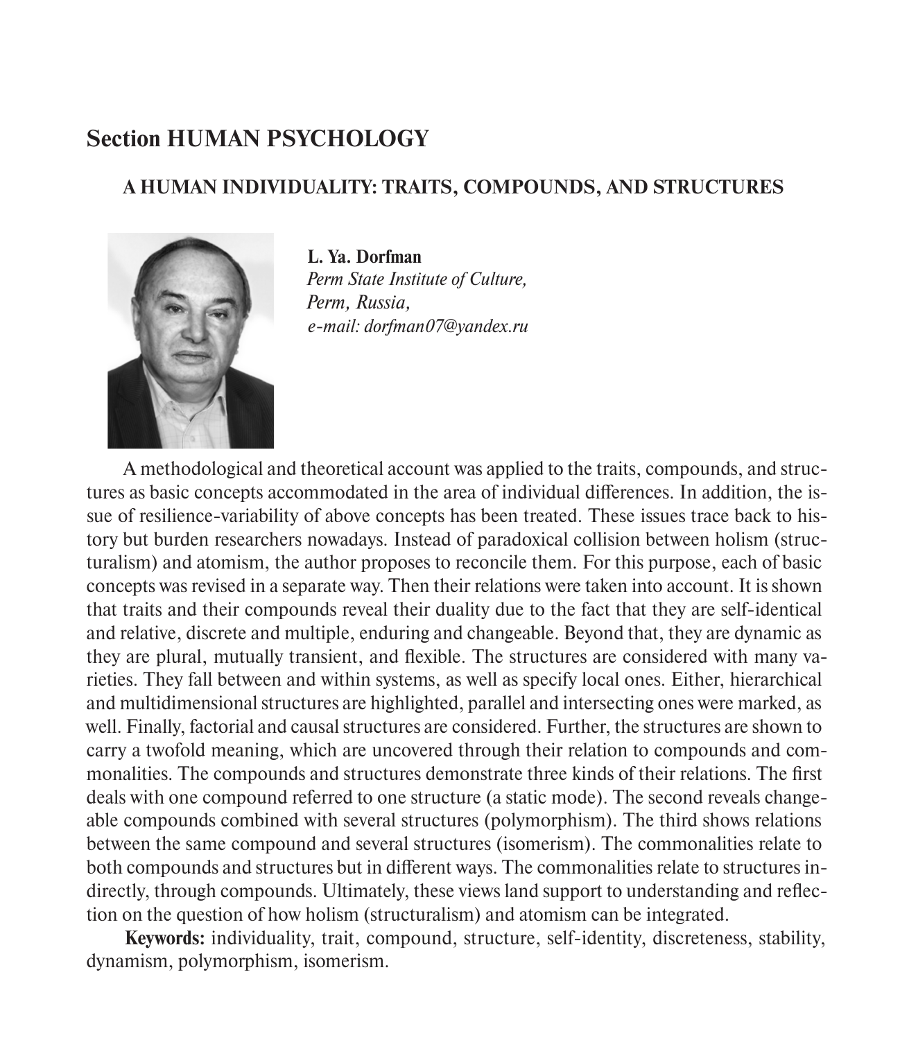## Section HUMAN PSYCHOLOGY

### A HUMAN INDIVIDUALITY: TRAITS, COMPOUNDS, AND STRUCTURES

**L. Ya. Dorfman**
*Perm State Institute of Culture,*
*Perm, Russia,*
*e-mail: dorfman07@yandex.ru*

A methodological and theoretical account was applied to the traits, compounds, and structures as basic concepts accommodated in the area of individual differences. In addition, the issue of resilience-variability of above concepts has been treated. These issues trace back to history but burden researchers nowadays. Instead of paradoxical collision between holism (structuralism) and atomism, the author proposes to reconcile them. For this purpose, each of basic concepts was revised in a separate way. Then their relations were taken into account. It is shown that traits and their compounds reveal their duality due to the fact that they are self-identical and relative, discrete and multiple, enduring and changeable. Beyond that, they are dynamic as they are plural, mutually transient, and flexible. The structures are considered with many varieties. They fall between and within systems, as well as specify local ones. Either, hierarchical and multidimensional structures are highlighted, parallel and intersecting ones were marked, as well. Finally, factorial and causal structures are considered. Further, the structures are shown to carry a twofold meaning, which are uncovered through their relation to compounds and commonalities. The compounds and structures demonstrate three kinds of their relations. The first deals with one compound referred to one structure (a static mode). The second reveals changeable compounds combined with several structures (polymorphism). The third shows relations between the same compound and several structures (isomerism). The commonalities relate to both compounds and structures but in different ways. The commonalities relate to structures indirectly, through compounds. Ultimately, these views land support to understanding and reflection on the question of how holism (structuralism) and atomism can be integrated.

**Keywords:** individuality, trait, compound, structure, self-identity, discreteness, stability, dynamism, polymorphism, isomerism.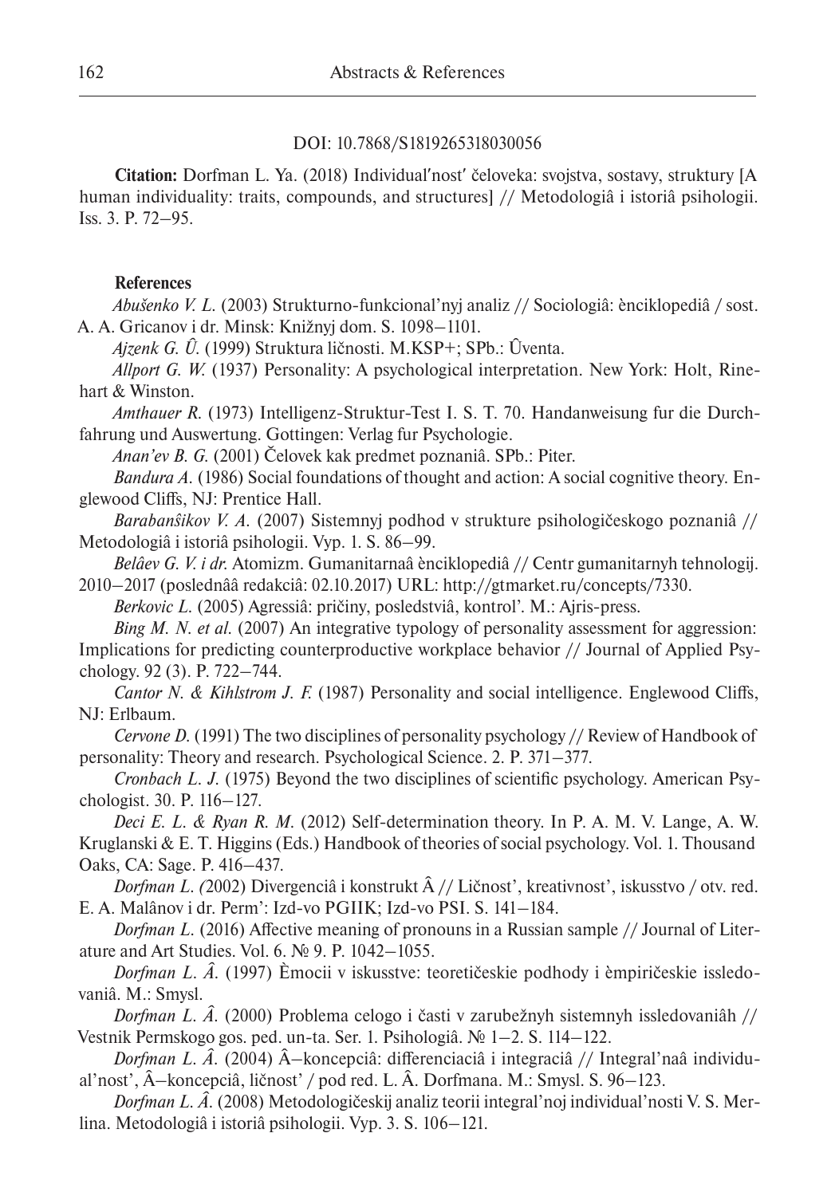DOI: 10.7868/S1819265318030056

**Citation:** Dorfman L. Ya. (2018) Individual′nost′ čeloveka: svojstva, sostavy, struktury [A human individuality: traits, compounds, and structures] // Metodologiâ i istoriâ psihologii. Iss. 3. P. 72–95.

**References**

*Abušenko V. L.* (2003) Strukturno-funkcional'nyj analiz // Sociologiâ: ènciklopediâ / sost. A. A. Gricanov i dr. Minsk: Knižnyj dom. S. 1098–1101.

*Ajzenk G. Û.* (1999) Struktura ličnosti. M.KSP+; SPb.: Ûventa.

*Allport G. W.* (1937) Personality: A psychological interpretation. New York: Holt, Rinehart & Winston.

*Amthauer R.* (1973) Intelligenz-Struktur-Test I. S. T. 70. Handanweisung fur die Durchfahrung und Auswertung. Gottingen: Verlag fur Psychologie.

*Anan'ev B. G.* (2001) Čelovek kak predmet poznaniâ. SPb.: Piter.

*Bandura A.* (1986) Social foundations of thought and action: A social cognitive theory. Englewood Cliffs, NJ: Prentice Hall.

*Barabanŝikov V. A.* (2007) Sistemnyj podhod v strukture psihologičeskogo poznaniâ // Metodologiâ i istoriâ psihologii. Vyp. 1. S. 86–99.

*Belâev G. V. i dr.* Atomizm. Gumanitarnaâ ènciklopediâ // Centr gumanitarnyh tehnologij. 2010–2017 (poslednââ redakciâ: 02.10.2017) URL: http://gtmarket.ru/concepts/7330.

*Berkovic L.* (2005) Agressiâ: pričiny, posledstviâ, kontrol'. M.: Ajris-press.

*Bing M. N. et al.* (2007) An integrative typology of personality assessment for aggression: Implications for predicting counterproductive workplace behavior // Journal of Applied Psychology. 92 (3). P. 722–744.

*Cantor N. & Kihlstrom J. F.* (1987) Personality and social intelligence. Englewood Cliffs, NJ: Erlbaum.

*Cervone D.* (1991) The two disciplines of personality psychology // Review of Handbook of personality: Theory and research. Psychological Science. 2. P. 371–377.

*Cronbach L. J.* (1975) Beyond the two disciplines of scientific psychology. American Psychologist. 30. P. 116–127.

*Deci E. L. & Ryan R. M.* (2012) Self-determination theory. In P. A. M. V. Lange, A. W. Kruglanski & E. T. Higgins (Eds.) Handbook of theories of social psychology. Vol. 1. Thousand Oaks, CA: Sage. P. 416–437.

*Dorfman L. (*2002) Divergenciâ i konstrukt Â // Ličnost', kreativnost', iskusstvo / otv. red. E. A. Malânov i dr. Perm': Izd-vo PGIIK; Izd-vo PSI. S. 141–184.

*Dorfman L.* (2016) Affective meaning of pronouns in a Russian sample // Journal of Literature and Art Studies. Vol. 6. № 9. P. 1042–1055.

*Dorfman L. Â.* (1997) Èmocii v iskusstve: teoretičeskie podhody i èmpiričeskie issledovaniâ. M.: Smysl.

*Dorfman L. Â.* (2000) Problema celogo i časti v zarubežnyh sistemnyh issledovaniâh // Vestnik Permskogo gos. ped. un-ta. Ser. 1. Psihologiâ. № 1–2. S. 114–122.

*Dorfman L. Â.* (2004) Â–koncepciâ: differenciaciâ i integraciâ // Integral'naâ individual'nost', Â–koncepciâ, ličnost' / pod red. L. Â. Dorfmana. M.: Smysl. S. 96–123.

*Dorfman L. Â.* (2008) Metodologičeskij analiz teorii integral'noj individual'nosti V. S. Merlina. Metodologiâ i istoriâ psihologii. Vyp. 3. S. 106–121.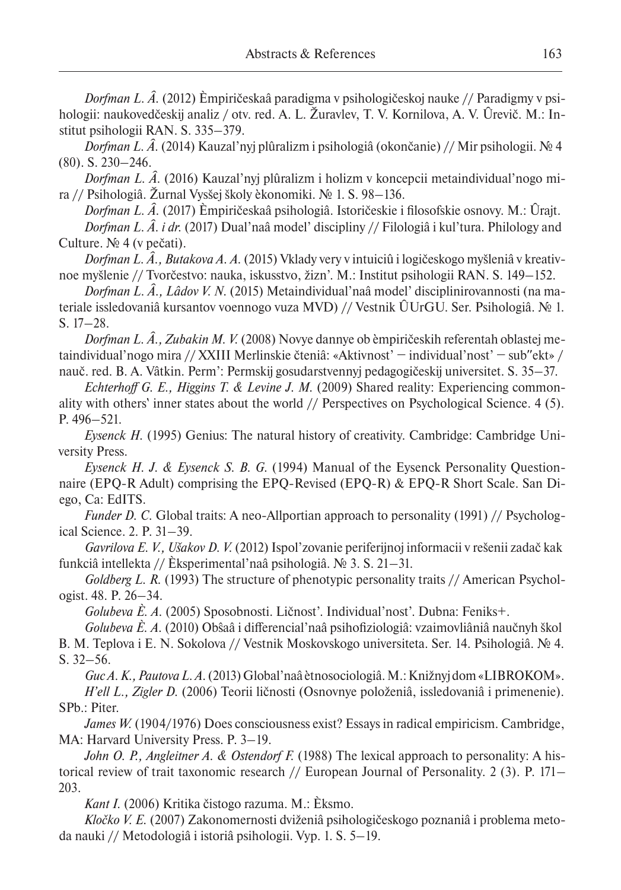*Dorfman L. Â.* (2012) Èmpiričeskaâ paradigma v psihologičeskoj nauke // Paradigmy v psihologii: naukovedčeskij analiz / otv. red. A. L. Žuravlev, T. V. Kornilova, A. V. Ûrevič. M.: Institut psihologii RAN. S. 335–379.

*Dorfman L. Â.* (2014) Kauzal'nyj plûralizm i psihologiâ (okončanie) // Mir psihologii. № 4 (80). S. 230–246.

*Dorfman L. Â.* (2016) Kauzal'nyj plûralizm i holizm v koncepcii metaindividual'nogo mira // Psihologiâ. Žurnal Vysšej školy èkonomiki. № 1. S. 98–136.

*Dorfman L. Â.* (2017) Èmpiričeskaâ psihologiâ. Istoričeskie i filosofskie osnovy. M.: Ûrajt.

*Dorfman L. Â. i dr.* (2017) Dual'naâ model' discipliny // Filologiâ i kul'tura. Philology and Culture. № 4 (v pečati).

*Dorfman L. Â., Butakova A. A.* (2015) Vklady very v intuiciû i logičeskogo myšleniâ v kreativnoe myšlenie // Tvorčestvo: nauka, iskusstvo, žizn'. M.: Institut psihologii RAN. S. 149–152.

*Dorfman L. Â., Lâdov V. N.* (2015) Metaindividual'naâ model' disciplinirovannosti (na materiale issledovaniâ kursantov voennogo vuza MVD) // Vestnik ÛUrGU. Ser. Psihologiâ. № 1. S. 17–28.

*Dorfman L. Â., Zubakin M. V.* (2008) Novye dannye ob èmpiričeskih referentah oblastej metaindividual'nogo mira // XXIII Merlinskie čteniâ: «Aktivnost' – individual'nost' – sub″ekt» / nauč. red. B. A. Vâtkin. Perm': Permskij gosudarstvennyj pedagogičeskij universitet. S. 35–37.

*Echterhoff G. E., Higgins T. & Levine J. M.* (2009) Shared reality: Experiencing commonality with others' inner states about the world // Perspectives on Psychological Science. 4 (5). P. 496–521.

*Eysenck H.* (1995) Genius: The natural history of creativity. Cambridge: Cambridge University Press.

*Eysenck H. J. & Eysenck S. B. G.* (1994) Manual of the Eysenck Personality Questionnaire (EPQ-R Adult) comprising the EPQ-Revised (EPQ-R) & EPQ-R Short Scale. San Diego, Ca: EdITS.

*Funder D. C.* Global traits: A neo-Allportian approach to personality (1991) // Psychological Science. 2. P. 31–39.

*Gavrilova E. V., Ušakov D. V.* (2012) Ispol'zovanie periferijnoj informacii v rešenii zadač kak funkciâ intellekta // Èksperimental'naâ psihologiâ. № 3. S. 21–31.

*Goldberg L. R.* (1993) The structure of phenotypic personality traits // American Psychologist. 48. P. 26–34.

*Golubeva È. A.* (2005) Sposobnosti. Ličnost'. Individual'nost'. Dubna: Feniks+.

*Golubeva È. A.* (2010) Obŝaâ i differencial'naâ psihofiziologiâ: vzaimovliâniâ naučnyh škol B. M. Teplova i E. N. Sokolova // Vestnik Moskovskogo universiteta. Ser. 14. Psihologiâ. № 4. S. 32–56.

*Guc A. K., Pautova L. A.* (2013) Global'naâ ètnosociologiâ. M.: Knižnyj dom «LIBROKOM».

*H'ell L., Zigler D.* (2006) Teorii ličnosti (Osnovnye položeniâ, issledovaniâ i primenenie). SPb.: Piter.

*James W.* (1904/1976) Does consciousness exist? Essays in radical empiricism. Cambridge, MA: Harvard University Press. P. 3–19.

*John O. P., Angleitner A. & Ostendorf F.* (1988) The lexical approach to personality: A historical review of trait taxonomic research // European Journal of Personality. 2 (3). P. 171–203.

*Kant I.* (2006) Kritika čistogo razuma. M.: Èksmo.

*Kločko V. E.* (2007) Zakonomernosti dviženiâ psihologičeskogo poznaniâ i problema metoda nauki // Metodologiâ i istoriâ psihologii. Vyp. 1. S. 5–19.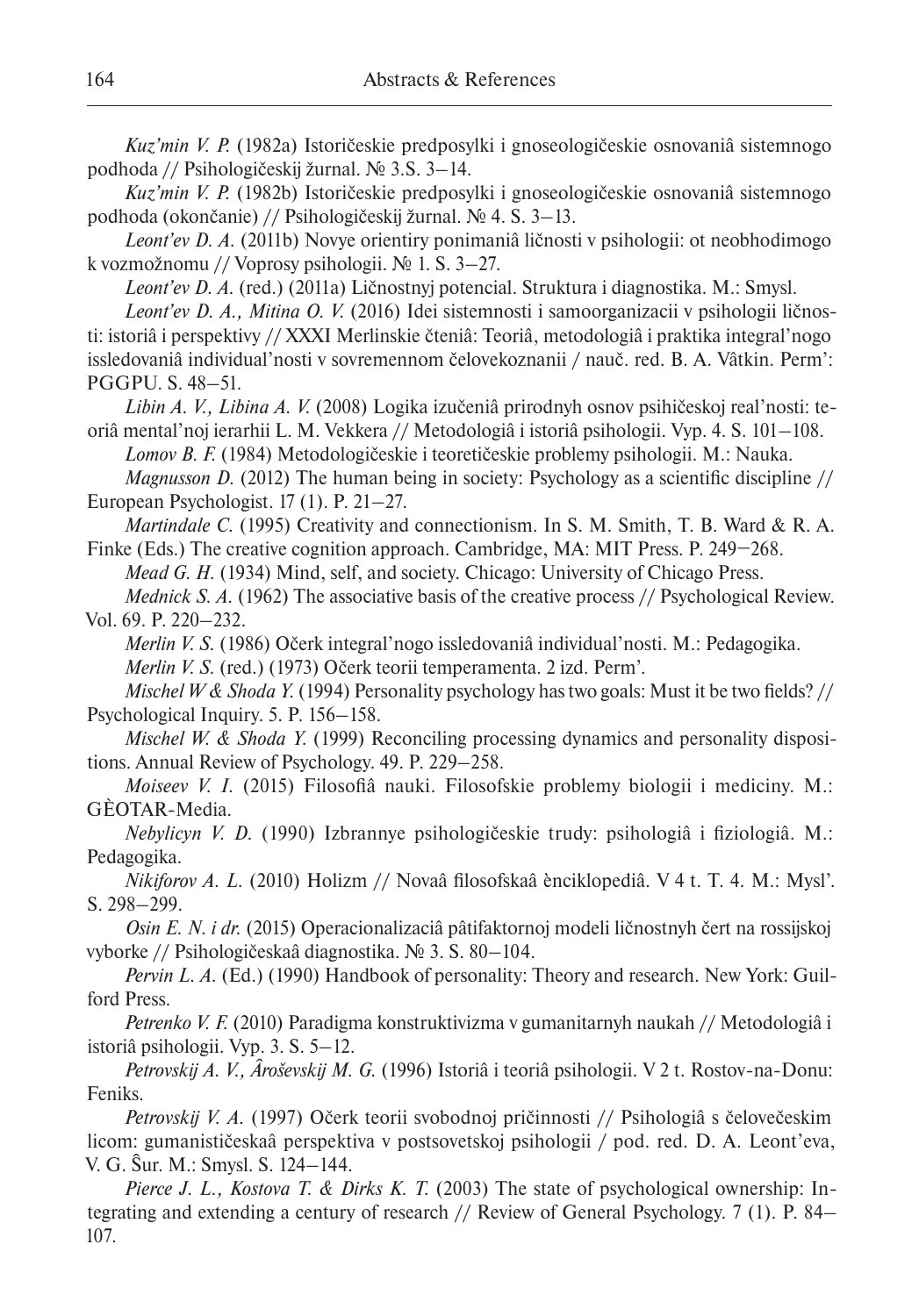*Kuz'min V. P.* (1982a) Istoričeskie predposylki i gnoseologičeskie osnovaniâ sistemnogo podhoda // Psihologičeskij žurnal. № 3.S. 3–14.

*Kuz'min V. P.* (1982b) Istoričeskie predposylki i gnoseologičeskie osnovaniâ sistemnogo podhoda (okončanie) // Psihologičeskij žurnal. № 4. S. 3–13.

*Leont'ev D. A.* (2011b) Novye orientiry ponimaniâ ličnosti v psihologii: ot neobhodimogo k vozmožnomu // Voprosy psihologii. № 1. S. 3–27.

*Leont'ev D. A.* (red.) (2011a) Ličnostnyj potencial. Struktura i diagnostika. M.: Smysl.

*Leont'ev D. A., Mitina O. V.* (2016) Idei sistemnosti i samoorganizacii v psihologii ličnosti: istoriâ i perspektivy // XXXI Merlinskie čteniâ: Teoriâ, metodologiâ i praktika integral'nogo issledovaniâ individual'nosti v sovremennom čelovekoznanii / nauč. red. B. A. Vâtkin. Perm': PGGPU. S. 48–51.

*Libin A. V., Libina A. V.* (2008) Logika izučeniâ prirodnyh osnov psihičeskoj real'nosti: teoriâ mental'noj ierarhii L. M. Vekkera // Metodologiâ i istoriâ psihologii. Vyp. 4. S. 101–108.

*Lomov B. F.* (1984) Metodologičeskie i teoretičeskie problemy psihologii. M.: Nauka.

*Magnusson D.* (2012) The human being in society: Psychology as a scientific discipline // European Psychologist. 17 (1). P. 21–27.

*Martindale C.* (1995) Creativity and connectionism. In S. M. Smith, T. B. Ward & R. A. Finke (Eds.) The creative cognition approach. Cambridge, MA: MIT Press. P. 249–268.

*Mead G. H.* (1934) Mind, self, and society. Chicago: University of Chicago Press.

*Mednick S. A.* (1962) The associative basis of the creative process // Psychological Review. Vol. 69. P. 220–232.

*Merlin V. S.* (1986) Očerk integral'nogo issledovaniâ individual'nosti. M.: Pedagogika.

*Merlin V. S.* (red.) (1973) Očerk teorii temperamenta. 2 izd. Perm'.

*Mischel W & Shoda Y.* (1994) Personality psychology has two goals: Must it be two fields? // Psychological Inquiry. 5. P. 156–158.

*Mischel W. & Shoda Y.* (1999) Reconciling processing dynamics and personality dispositions. Annual Review of Psychology. 49. P. 229–258.

*Moiseev V. I.* (2015) Filosofiâ nauki. Filosofskie problemy biologii i mediciny. M.: GÈOTAR-Media.

*Nebylicyn V. D.* (1990) Izbrannye psihologičeskie trudy: psihologiâ i fiziologiâ. M.: Pedagogika.

*Nikiforov A. L.* (2010) Holizm // Novaâ filosofskaâ ènciklopediâ. V 4 t. T. 4. M.: Mysl'. S. 298–299.

*Osin E. N. i dr.* (2015) Operacionalizaciâ pâtifaktornoj modeli ličnostnyh čert na rossijskoj vyborke // Psihologičeskaâ diagnostika. № 3. S. 80–104.

*Pervin L. A.* (Ed.) (1990) Handbook of personality: Theory and research. New York: Guilford Press.

*Petrenko V. F.* (2010) Paradigma konstruktivizma v gumanitarnyh naukah // Metodologiâ i istoriâ psihologii. Vyp. 3. S. 5–12.

*Petrovskij A. V., Âroševskij M. G.* (1996) Istoriâ i teoriâ psihologii. V 2 t. Rostov-na-Donu: Feniks.

*Petrovskij V. A.* (1997) Očerk teorii svobodnoj pričinnosti // Psihologiâ s čelovečeskim licom: gumanističeskaâ perspektiva v postsovetskoj psihologii / pod. red. D. A. Leont'eva, V. G. Ŝur. M.: Smysl. S. 124–144.

*Pierce J. L., Kostova T. & Dirks K. T.* (2003) The state of psychological ownership: Integrating and extending a century of research // Review of General Psychology. 7 (1). P. 84–107.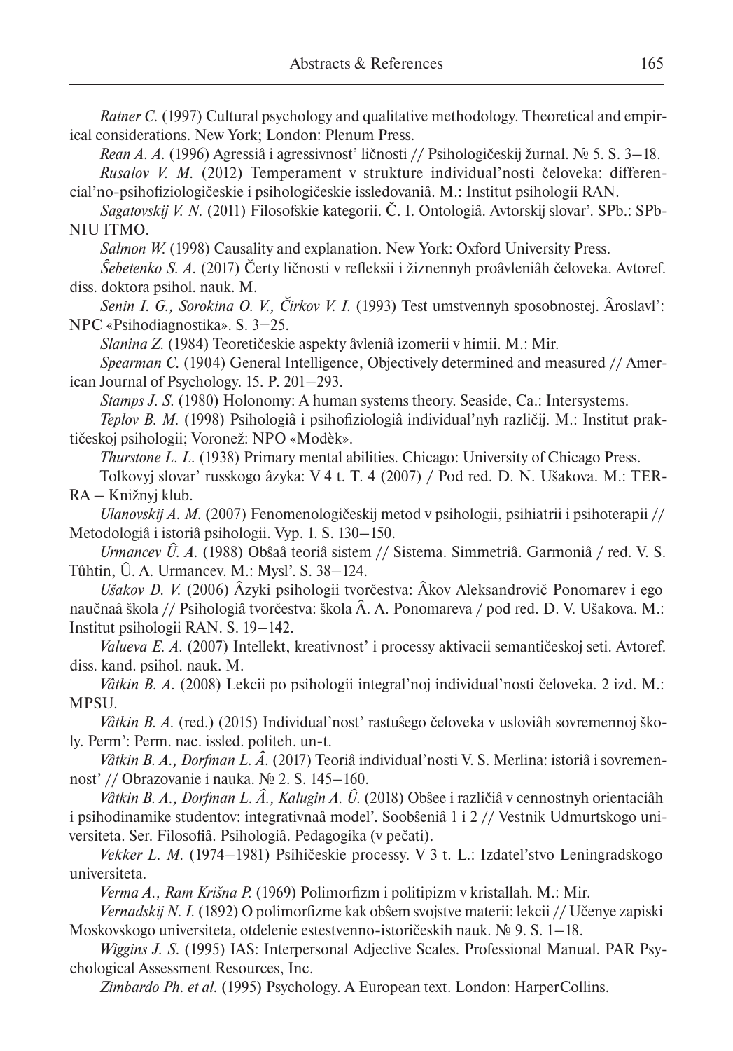*Ratner C.* (1997) Cultural psychology and qualitative methodology. Theoretical and empirical considerations. New York; London: Plenum Press.

*Rean A. A.* (1996) Agressiâ i agressivnost' ličnosti // Psihologičeskij žurnal. № 5. S. 3–18.

*Rusalov V. M.* (2012) Temperament v strukture individual'nosti čeloveka: differencial'no-psihofiziologičeskie i psihologičeskie issledovaniâ. M.: Institut psihologii RAN.

*Sagatovskij V. N.* (2011) Filosofskie kategorii. Č. I. Ontologiâ. Avtorskij slovar'. SPb.: SPbNIU ITMO.

*Salmon W.* (1998) Causality and explanation. New York: Oxford University Press.

*Ŝebetenko S. A.* (2017) Čerty ličnosti v refleksii i žiznennyh proâvleniâh čeloveka. Avtoref. diss. doktora psihol. nauk. M.

*Senin I. G., Sorokina O. V., Čirkov V. I.* (1993) Test umstvennyh sposobnostej. Âroslavl': NPC «Psihodiagnostika». S. 3–25.

*Slanina Z.* (1984) Teoretičeskie aspekty âvleniâ izomerii v himii. M.: Mir.

*Spearman C.* (1904) General Intelligence, Objectively determined and measured // American Journal of Psychology. 15. P. 201–293.

*Stamps J. S.* (1980) Holonomy: A human systems theory. Seaside, Ca.: Intersystems.

*Teplov B. M.* (1998) Psihologiâ i psihofiziologiâ individual'nyh različij. M.: Institut praktičeskoj psihologii; Voronež: NPO «Modèk».

*Thurstone L. L.* (1938) Primary mental abilities. Chicago: University of Chicago Press.

Tolkovyj slovar' russkogo âzyka: V 4 t. T. 4 (2007) / Pod red. D. N. Ušakova. M.: TERRA – Knižnyj klub.

*Ulanovskij A. M.* (2007) Fenomenologičeskij metod v psihologii, psihiatrii i psihoterapii // Metodologiâ i istoriâ psihologii. Vyp. 1. S. 130–150.

*Urmancev Û. A.* (1988) Obŝaâ teoriâ sistem // Sistema. Simmetriâ. Garmoniâ / red. V. S. Tûhtin, Û. A. Urmancev. M.: Mysl'. S. 38–124.

*Ušakov D. V.* (2006) Âzyki psihologii tvorčestva: Âkov Aleksandrovič Ponomarev i ego naučnaâ škola // Psihologiâ tvorčestva: škola Â. A. Ponomareva / pod red. D. V. Ušakova. M.: Institut psihologii RAN. S. 19–142.

*Valueva E. A.* (2007) Intellekt, kreativnost' i processy aktivacii semantičeskoj seti. Avtoref. diss. kand. psihol. nauk. M.

*Vâtkin B. A.* (2008) Lekcii po psihologii integral'noj individual'nosti čeloveka. 2 izd. M.: MPSU.

*Vâtkin B. A.* (red.) (2015) Individual'nost' rastuŝego čeloveka v usloviâh sovremennoj školy. Perm': Perm. nac. issled. politeh. un-t.

*Vâtkin B. A., Dorfman L. Â.* (2017) Teoriâ individual'nosti V. S. Merlina: istoriâ i sovremennost' // Obrazovanie i nauka. № 2. S. 145–160.

*Vâtkin B. A., Dorfman L. Â., Kalugin A. Û.* (2018) Obŝee i različiâ v cennostnyh orientaciâh i psihodinamike studentov: integrativnaâ model'. Soobŝeniâ 1 i 2 // Vestnik Udmurtskogo universiteta. Ser. Filosofiâ. Psihologiâ. Pedagogika (v pečati).

*Vekker L. M.* (1974–1981) Psihičeskie processy. V 3 t. L.: Izdatel'stvo Leningradskogo universiteta.

*Verma A., Ram Krišna P.* (1969) Polimorfizm i politipizm v kristallah. M.: Mir.

*Vernadskij N. I.* (1892) O polimorfizme kak obŝem svojstve materii: lekcii // Učenye zapiski Moskovskogo universiteta, otdelenie estestvenno-istoričeskih nauk. № 9. S. 1–18.

*Wiggins J. S.* (1995) IAS: Interpersonal Adjective Scales. Professional Manual. PAR Psychological Assessment Resources, Inc.

*Zimbardo Ph. et al.* (1995) Psychology. A European text. London: HarperCollins.